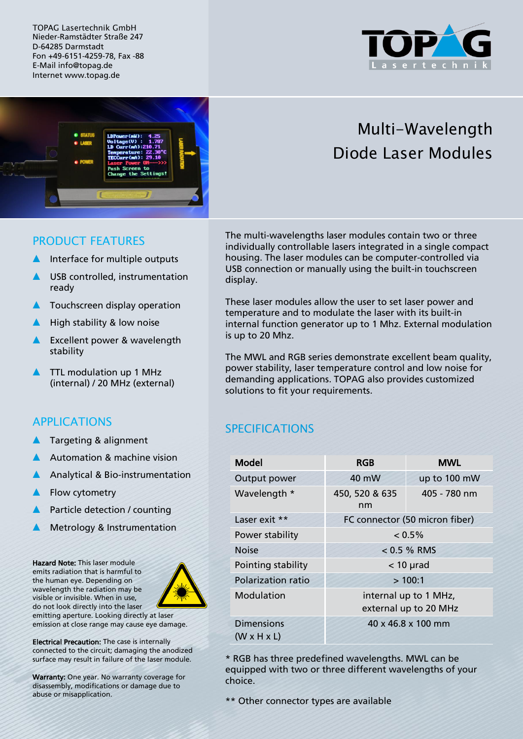TOPAG Lasertechnik GmbH
Nieder-Ramstädter Straße 247
D-64285 Darmstadt
Fon +49-6151-4259-78, Fax -88
E-Mail info@topag.de
Internet www.topag.de

# Multi-Wavelength Diode Laser Modules

## PRODUCT FEATURES

- Interface for multiple outputs
- USB controlled, instrumentation ready
- Touchscreen display operation
- High stability & low noise
- Excellent power & wavelength stability
- TTL modulation up 1 MHz (internal) / 20 MHz (external)

## APPLICATIONS

- Targeting & alignment
- Automation & machine vision
- Analytical & Bio-instrumentation
- Flow cytometry
- Particle detection / counting
- Metrology & Instrumentation

**Hazard Note:** This laser module emits radiation that is harmful to the human eye. Depending on wavelength the radiation may be visible or invisible. When in use, do not look directly into the laser emitting aperture. Looking directly at laser emission at close range may cause eye damage.

**Electrical Precaution:** The case is internally connected to the circuit; damaging the anodized surface may result in failure of the laser module.

**Warranty:** One year. No warranty coverage for disassembly, modifications or damage due to abuse or misapplication.

The multi-wavelengths laser modules contain two or three individually controllable lasers integrated in a single compact housing. The laser modules can be computer-controlled via USB connection or manually using the built-in touchscreen display.

These laser modules allow the user to set laser power and temperature and to modulate the laser with its built-in internal function generator up to 1 Mhz. External modulation is up to 20 Mhz.

The MWL and RGB series demonstrate excellent beam quality, power stability, laser temperature control and low noise for demanding applications. TOPAG also provides customized solutions to fit your requirements.

## SPECIFICATIONS

| Model | RGB | MWL |
|---|---|---|
| Output power | 40 mW | up to 100 mW |
| Wavelength * | 450, 520 & 635 nm | 405 - 780 nm |
| Laser exit ** | FC connector (50 micron fiber) | |
| Power stability | < 0.5% | |
| Noise | < 0.5 % RMS | |
| Pointing stability | < 10 µrad | |
| Polarization ratio | > 100:1 | |
| Modulation | internal up to 1 MHz, external up to 20 MHz | |
| Dimensions (W x H x L) | 40 x 46.8 x 100 mm | |

* RGB has three predefined wavelengths. MWL can be equipped with two or three different wavelengths of your choice.

** Other connector types are available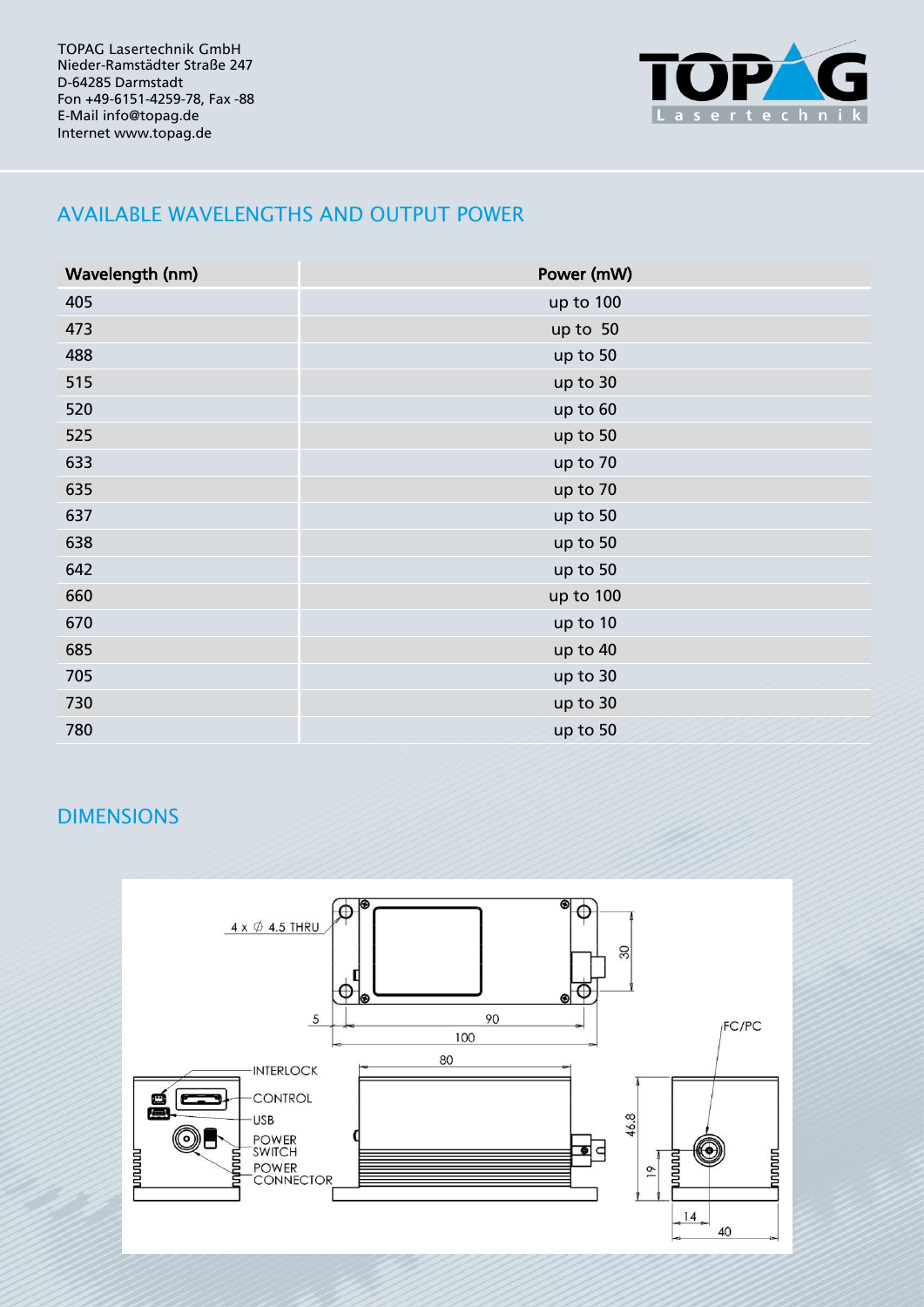## AVAILABLE WAVELENGTHS AND OUTPUT POWER

| Wavelength (nm) | Power (mW) |
|---|---|
| 405 | up to 100 |
| 473 | up to 50 |
| 488 | up to 50 |
| 515 | up to 30 |
| 520 | up to 60 |
| 525 | up to 50 |
| 633 | up to 70 |
| 635 | up to 70 |
| 637 | up to 50 |
| 638 | up to 50 |
| 642 | up to 50 |
| 660 | up to 100 |
| 670 | up to 10 |
| 685 | up to 40 |
| 705 | up to 30 |
| 730 | up to 30 |
| 780 | up to 50 |

## DIMENSIONS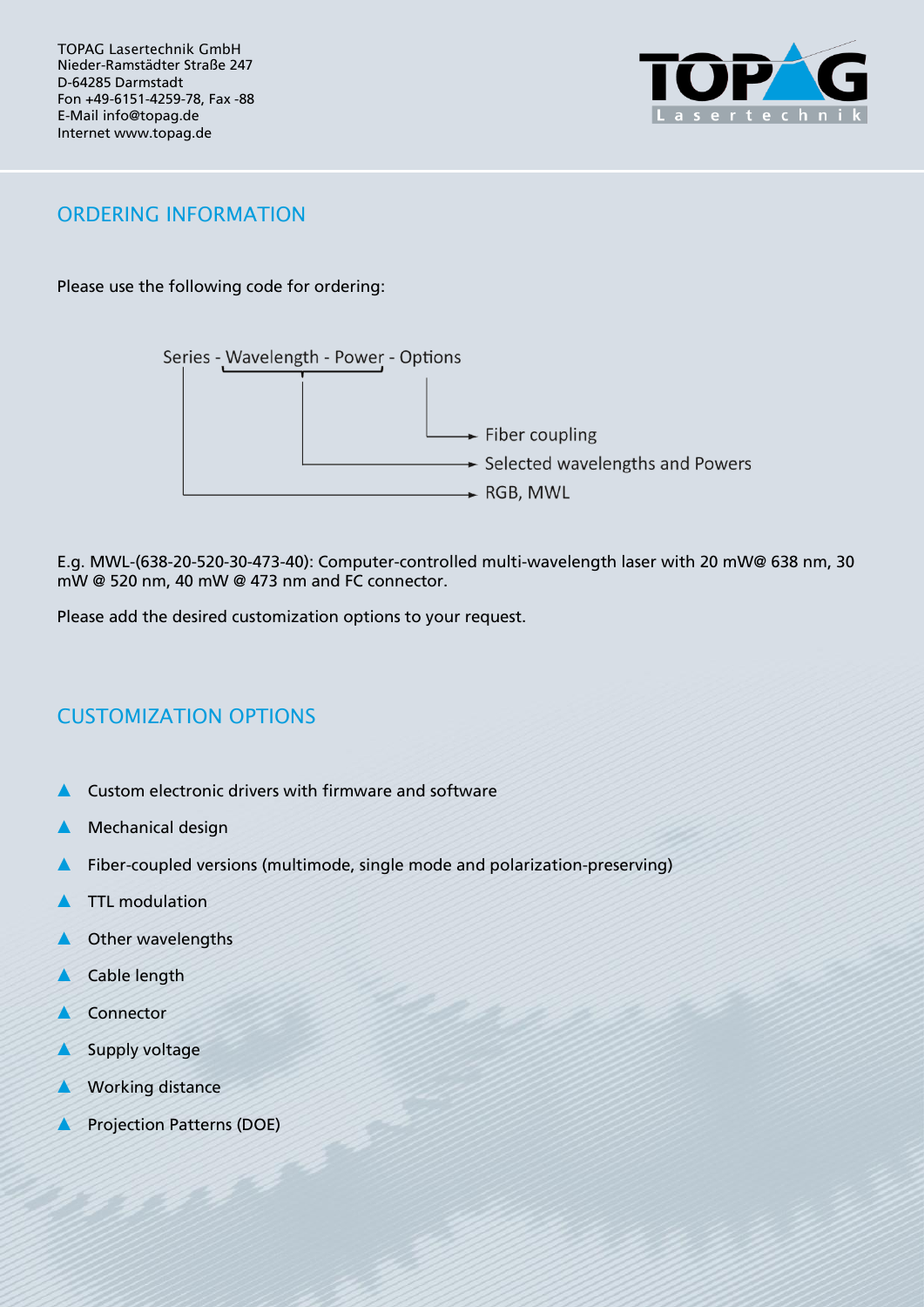TOPAG Lasertechnik GmbH
Nieder-Ramstädter Straße 247
D-64285 Darmstadt
Fon +49-6151-4259-78, Fax -88
E-Mail info@topag.de
Internet www.topag.de

## ORDERING INFORMATION

Please use the following code for ordering:

Series - Wavelength - Power - Options

- Options → Fiber coupling
- Wavelength - Power → Selected wavelengths and Powers
- Series → RGB, MWL

E.g. MWL-(638-20-520-30-473-40): Computer-controlled multi-wavelength laser with 20 mW@ 638 nm, 30 mW @ 520 nm, 40 mW @ 473 nm and FC connector.

Please add the desired customization options to your request.

## CUSTOMIZATION OPTIONS

- Custom electronic drivers with firmware and software
- Mechanical design
- Fiber-coupled versions (multimode, single mode and polarization-preserving)
- TTL modulation
- Other wavelengths
- Cable length
- Connector
- Supply voltage
- Working distance
- Projection Patterns (DOE)